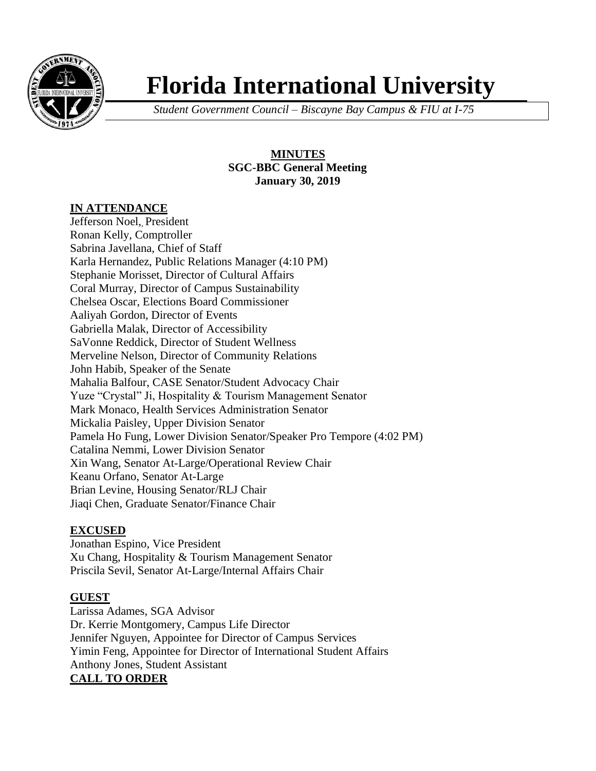# Florida International University

*Student Government Council – Biscayne Bay Campus & FIU at I-75*

**MINUTES**
**SGC-BBC General Meeting**
**January 30, 2019**

## IN ATTENDANCE

Jefferson Noel,, President
Ronan Kelly, Comptroller
Sabrina Javellana, Chief of Staff
Karla Hernandez, Public Relations Manager (4:10 PM)
Stephanie Morisset, Director of Cultural Affairs
Coral Murray, Director of Campus Sustainability
Chelsea Oscar, Elections Board Commissioner
Aaliyah Gordon, Director of Events
Gabriella Malak, Director of Accessibility
SaVonne Reddick, Director of Student Wellness
Merveline Nelson, Director of Community Relations
John Habib, Speaker of the Senate
Mahalia Balfour, CASE Senator/Student Advocacy Chair
Yuze "Crystal" Ji, Hospitality & Tourism Management Senator
Mark Monaco, Health Services Administration Senator
Mickalia Paisley, Upper Division Senator
Pamela Ho Fung, Lower Division Senator/Speaker Pro Tempore (4:02 PM)
Catalina Nemmi, Lower Division Senator
Xin Wang, Senator At-Large/Operational Review Chair
Keanu Orfano, Senator At-Large
Brian Levine, Housing Senator/RLJ Chair
Jiaqi Chen, Graduate Senator/Finance Chair

## EXCUSED

Jonathan Espino, Vice President
Xu Chang, Hospitality & Tourism Management Senator
Priscila Sevil, Senator At-Large/Internal Affairs Chair

## GUEST

Larissa Adames, SGA Advisor
Dr. Kerrie Montgomery, Campus Life Director
Jennifer Nguyen, Appointee for Director of Campus Services
Yimin Feng, Appointee for Director of International Student Affairs
Anthony Jones, Student Assistant

## CALL TO ORDER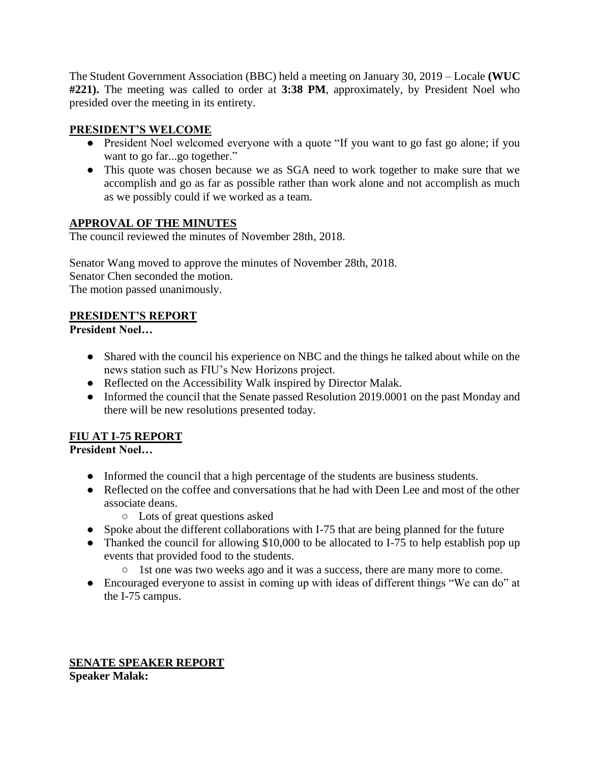The Student Government Association (BBC) held a meeting on January 30, 2019 – Locale **(WUC #221).** The meeting was called to order at **3:38 PM**, approximately, by President Noel who presided over the meeting in its entirety.

## PRESIDENT'S WELCOME

- President Noel welcomed everyone with a quote "If you want to go fast go alone; if you want to go far...go together."
- This quote was chosen because we as SGA need to work together to make sure that we accomplish and go as far as possible rather than work alone and not accomplish as much as we possibly could if we worked as a team.

## APPROVAL OF THE MINUTES

The council reviewed the minutes of November 28th, 2018.

Senator Wang moved to approve the minutes of November 28th, 2018.
Senator Chen seconded the motion.
The motion passed unanimously.

## PRESIDENT'S REPORT

**President Noel…**

- Shared with the council his experience on NBC and the things he talked about while on the news station such as FIU's New Horizons project.
- Reflected on the Accessibility Walk inspired by Director Malak.
- Informed the council that the Senate passed Resolution 2019.0001 on the past Monday and there will be new resolutions presented today.

## FIU AT I-75 REPORT

**President Noel…**

- Informed the council that a high percentage of the students are business students.
- Reflected on the coffee and conversations that he had with Deen Lee and most of the other associate deans.
  - Lots of great questions asked
- Spoke about the different collaborations with I-75 that are being planned for the future
- Thanked the council for allowing $10,000 to be allocated to I-75 to help establish pop up events that provided food to the students.
  - 1st one was two weeks ago and it was a success, there are many more to come.
- Encouraged everyone to assist in coming up with ideas of different things "We can do" at the I-75 campus.

## SENATE SPEAKER REPORT

**Speaker Malak:**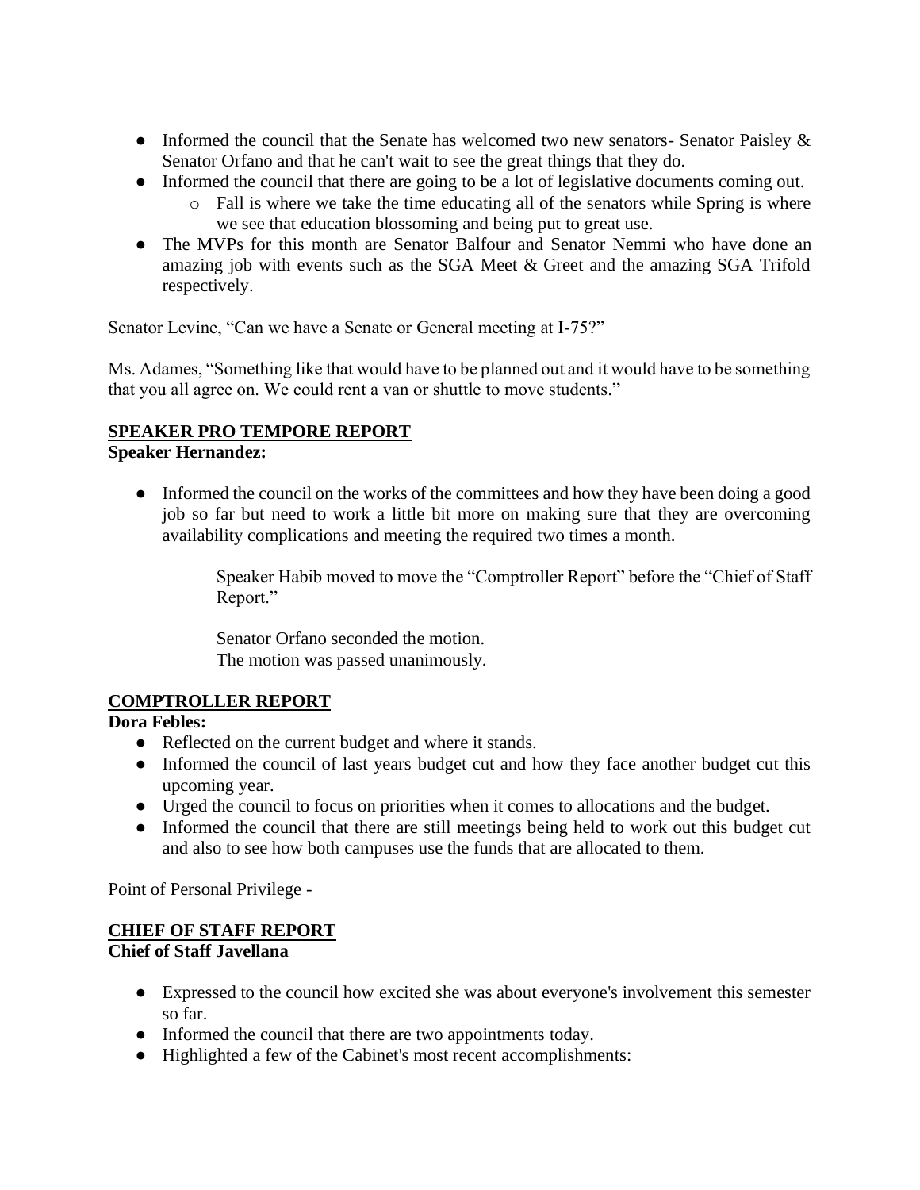- Informed the council that the Senate has welcomed two new senators- Senator Paisley & Senator Orfano and that he can't wait to see the great things that they do.
- Informed the council that there are going to be a lot of legislative documents coming out.
  - Fall is where we take the time educating all of the senators while Spring is where we see that education blossoming and being put to great use.
- The MVPs for this month are Senator Balfour and Senator Nemmi who have done an amazing job with events such as the SGA Meet & Greet and the amazing SGA Trifold respectively.

Senator Levine, "Can we have a Senate or General meeting at I-75?"

Ms. Adames, "Something like that would have to be planned out and it would have to be something that you all agree on. We could rent a van or shuttle to move students."

## SPEAKER PRO TEMPORE REPORT

**Speaker Hernandez:**

- Informed the council on the works of the committees and how they have been doing a good job so far but need to work a little bit more on making sure that they are overcoming availability complications and meeting the required two times a month.

> Speaker Habib moved to move the "Comptroller Report" before the "Chief of Staff Report."
>
> Senator Orfano seconded the motion.
> The motion was passed unanimously.

## COMPTROLLER REPORT

**Dora Febles:**

- Reflected on the current budget and where it stands.
- Informed the council of last years budget cut and how they face another budget cut this upcoming year.
- Urged the council to focus on priorities when it comes to allocations and the budget.
- Informed the council that there are still meetings being held to work out this budget cut and also to see how both campuses use the funds that are allocated to them.

Point of Personal Privilege -

## CHIEF OF STAFF REPORT

**Chief of Staff Javellana**

- Expressed to the council how excited she was about everyone's involvement this semester so far.
- Informed the council that there are two appointments today.
- Highlighted a few of the Cabinet's most recent accomplishments: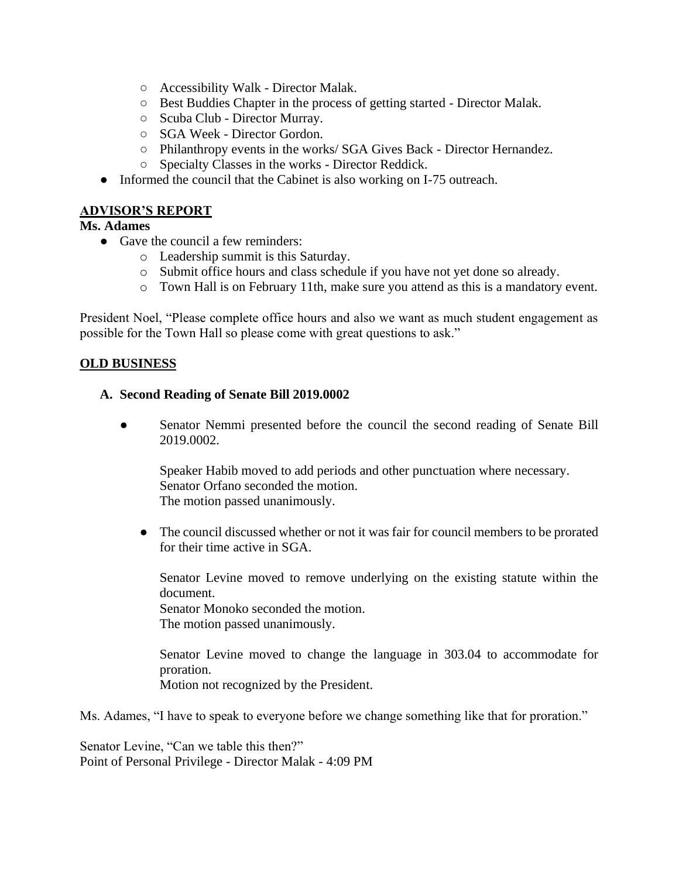- Accessibility Walk - Director Malak.
  - Best Buddies Chapter in the process of getting started - Director Malak.
  - Scuba Club - Director Murray.
  - SGA Week - Director Gordon.
  - Philanthropy events in the works/ SGA Gives Back - Director Hernandez.
  - Specialty Classes in the works - Director Reddick.
- Informed the council that the Cabinet is also working on I-75 outreach.

## ADVISOR'S REPORT

**Ms. Adames**

- Gave the council a few reminders:
  - Leadership summit is this Saturday.
  - Submit office hours and class schedule if you have not yet done so already.
  - Town Hall is on February 11th, make sure you attend as this is a mandatory event.

President Noel, "Please complete office hours and also we want as much student engagement as possible for the Town Hall so please come with great questions to ask."

## OLD BUSINESS

### A. Second Reading of Senate Bill 2019.0002

- Senator Nemmi presented before the council the second reading of Senate Bill 2019.0002.

  Speaker Habib moved to add periods and other punctuation where necessary.
  Senator Orfano seconded the motion.
  The motion passed unanimously.

- The council discussed whether or not it was fair for council members to be prorated for their time active in SGA.

  Senator Levine moved to remove underlying on the existing statute within the document.
  Senator Monoko seconded the motion.
  The motion passed unanimously.

  Senator Levine moved to change the language in 303.04 to accommodate for proration.
  Motion not recognized by the President.

Ms. Adames, "I have to speak to everyone before we change something like that for proration."

Senator Levine, "Can we table this then?"
Point of Personal Privilege - Director Malak - 4:09 PM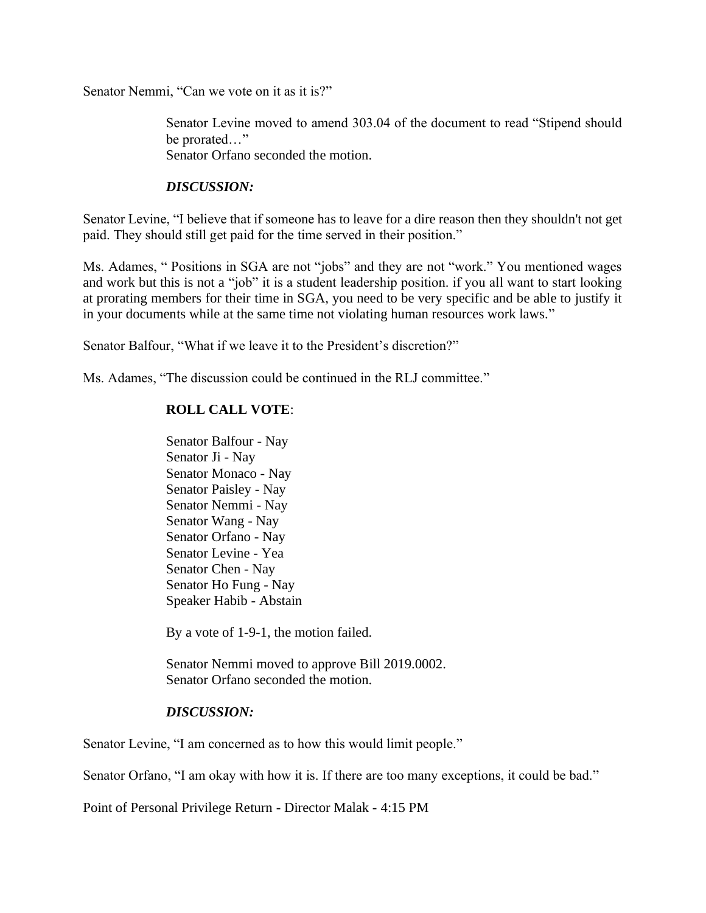Senator Nemmi, "Can we vote on it as it is?"

Senator Levine moved to amend 303.04 of the document to read "Stipend should be prorated…"
Senator Orfano seconded the motion.

***DISCUSSION:***

Senator Levine, "I believe that if someone has to leave for a dire reason then they shouldn't not get paid. They should still get paid for the time served in their position."

Ms. Adames, " Positions in SGA are not "jobs" and they are not "work." You mentioned wages and work but this is not a "job" it is a student leadership position. if you all want to start looking at prorating members for their time in SGA, you need to be very specific and be able to justify it in your documents while at the same time not violating human resources work laws."

Senator Balfour, "What if we leave it to the President's discretion?"

Ms. Adames, "The discussion could be continued in the RLJ committee."

**ROLL CALL VOTE**:

Senator Balfour - Nay
Senator Ji - Nay
Senator Monaco - Nay
Senator Paisley - Nay
Senator Nemmi - Nay
Senator Wang - Nay
Senator Orfano - Nay
Senator Levine - Yea
Senator Chen - Nay
Senator Ho Fung - Nay
Speaker Habib - Abstain

By a vote of 1-9-1, the motion failed.

Senator Nemmi moved to approve Bill 2019.0002.
Senator Orfano seconded the motion.

***DISCUSSION:***

Senator Levine, "I am concerned as to how this would limit people."

Senator Orfano, "I am okay with how it is. If there are too many exceptions, it could be bad."

Point of Personal Privilege Return - Director Malak - 4:15 PM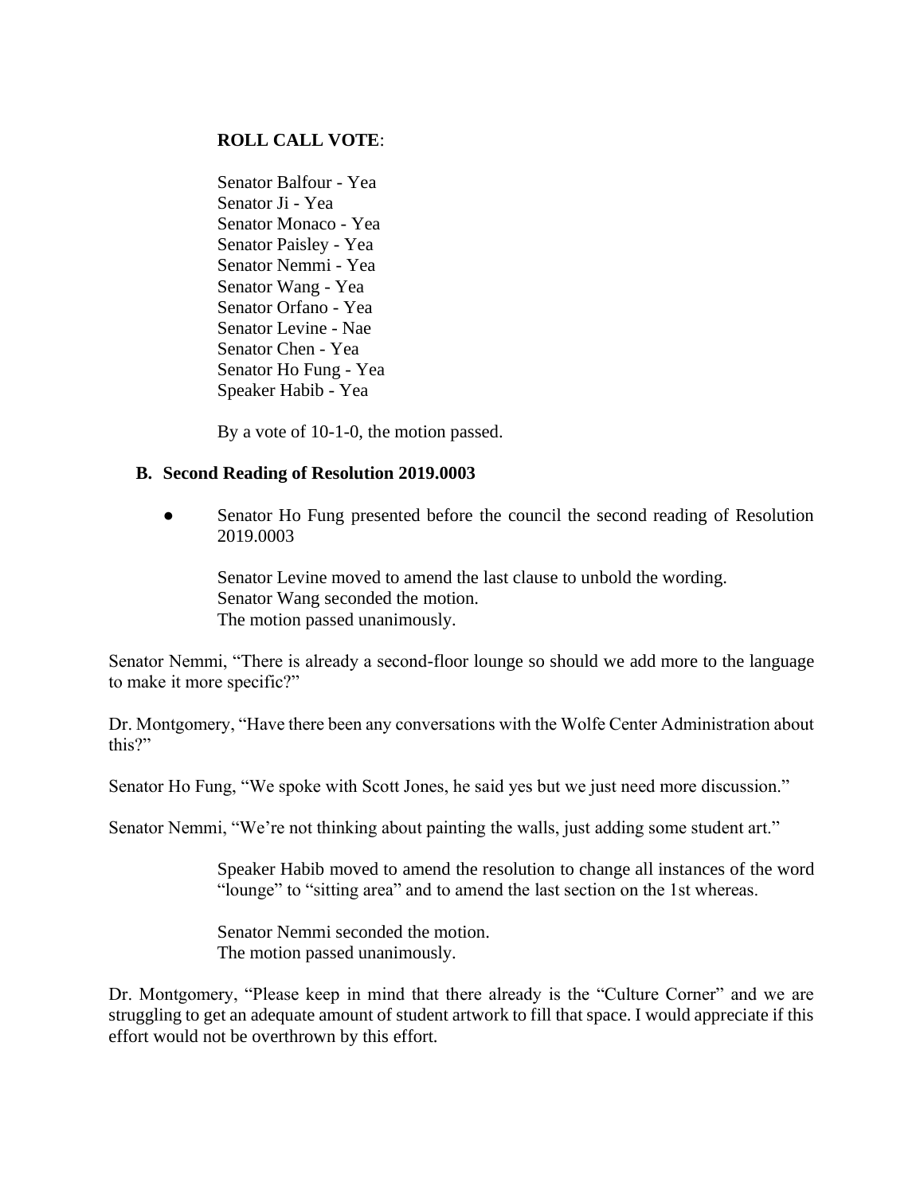**ROLL CALL VOTE**:

Senator Balfour - Yea
Senator Ji - Yea
Senator Monaco - Yea
Senator Paisley - Yea
Senator Nemmi - Yea
Senator Wang - Yea
Senator Orfano - Yea
Senator Levine - Nae
Senator Chen - Yea
Senator Ho Fung - Yea
Speaker Habib - Yea

By a vote of 10-1-0, the motion passed.

**B. Second Reading of Resolution 2019.0003**

- Senator Ho Fung presented before the council the second reading of Resolution 2019.0003

  Senator Levine moved to amend the last clause to unbold the wording.
  Senator Wang seconded the motion.
  The motion passed unanimously.

Senator Nemmi, "There is already a second-floor lounge so should we add more to the language to make it more specific?"

Dr. Montgomery, "Have there been any conversations with the Wolfe Center Administration about this?"

Senator Ho Fung, "We spoke with Scott Jones, he said yes but we just need more discussion."

Senator Nemmi, "We're not thinking about painting the walls, just adding some student art."

Speaker Habib moved to amend the resolution to change all instances of the word "lounge" to "sitting area" and to amend the last section on the 1st whereas.

Senator Nemmi seconded the motion.
The motion passed unanimously.

Dr. Montgomery, "Please keep in mind that there already is the "Culture Corner" and we are struggling to get an adequate amount of student artwork to fill that space. I would appreciate if this effort would not be overthrown by this effort.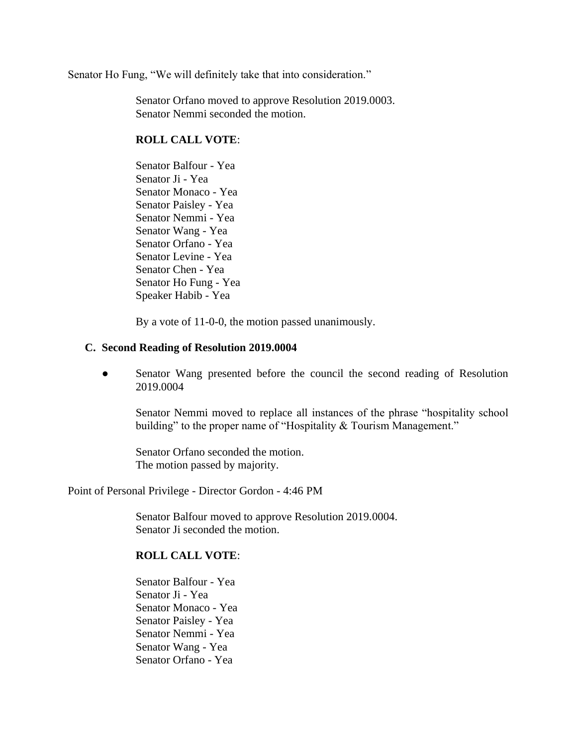Senator Ho Fung, "We will definitely take that into consideration."

Senator Orfano moved to approve Resolution 2019.0003.
Senator Nemmi seconded the motion.

**ROLL CALL VOTE**:

Senator Balfour - Yea
Senator Ji - Yea
Senator Monaco - Yea
Senator Paisley - Yea
Senator Nemmi - Yea
Senator Wang - Yea
Senator Orfano - Yea
Senator Levine - Yea
Senator Chen - Yea
Senator Ho Fung - Yea
Speaker Habib - Yea

By a vote of 11-0-0, the motion passed unanimously.

**C. Second Reading of Resolution 2019.0004**

- Senator Wang presented before the council the second reading of Resolution 2019.0004

Senator Nemmi moved to replace all instances of the phrase "hospitality school building" to the proper name of "Hospitality & Tourism Management."

Senator Orfano seconded the motion.
The motion passed by majority.

Point of Personal Privilege - Director Gordon - 4:46 PM

Senator Balfour moved to approve Resolution 2019.0004.
Senator Ji seconded the motion.

**ROLL CALL VOTE**:

Senator Balfour - Yea
Senator Ji - Yea
Senator Monaco - Yea
Senator Paisley - Yea
Senator Nemmi - Yea
Senator Wang - Yea
Senator Orfano - Yea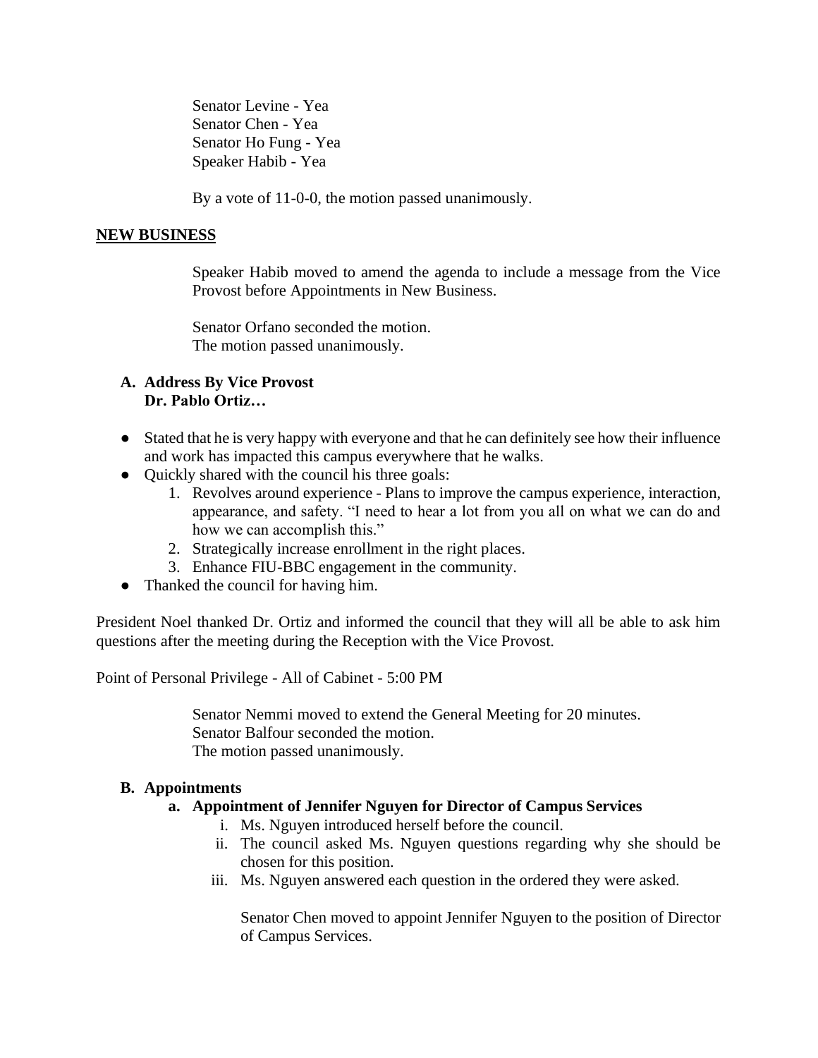Senator Levine - Yea
Senator Chen - Yea
Senator Ho Fung - Yea
Speaker Habib - Yea

By a vote of 11-0-0, the motion passed unanimously.

**NEW BUSINESS**

Speaker Habib moved to amend the agenda to include a message from the Vice Provost before Appointments in New Business.

Senator Orfano seconded the motion.
The motion passed unanimously.

**A. Address By Vice Provost**
**Dr. Pablo Ortiz…**

- Stated that he is very happy with everyone and that he can definitely see how their influence and work has impacted this campus everywhere that he walks.
- Quickly shared with the council his three goals:
  1. Revolves around experience - Plans to improve the campus experience, interaction, appearance, and safety. "I need to hear a lot from you all on what we can do and how we can accomplish this."
  2. Strategically increase enrollment in the right places.
  3. Enhance FIU-BBC engagement in the community.
- Thanked the council for having him.

President Noel thanked Dr. Ortiz and informed the council that they will all be able to ask him questions after the meeting during the Reception with the Vice Provost.

Point of Personal Privilege - All of Cabinet - 5:00 PM

Senator Nemmi moved to extend the General Meeting for 20 minutes.
Senator Balfour seconded the motion.
The motion passed unanimously.

**B. Appointments**

**a. Appointment of Jennifer Nguyen for Director of Campus Services**

i. Ms. Nguyen introduced herself before the council.
ii. The council asked Ms. Nguyen questions regarding why she should be chosen for this position.
iii. Ms. Nguyen answered each question in the ordered they were asked.

Senator Chen moved to appoint Jennifer Nguyen to the position of Director of Campus Services.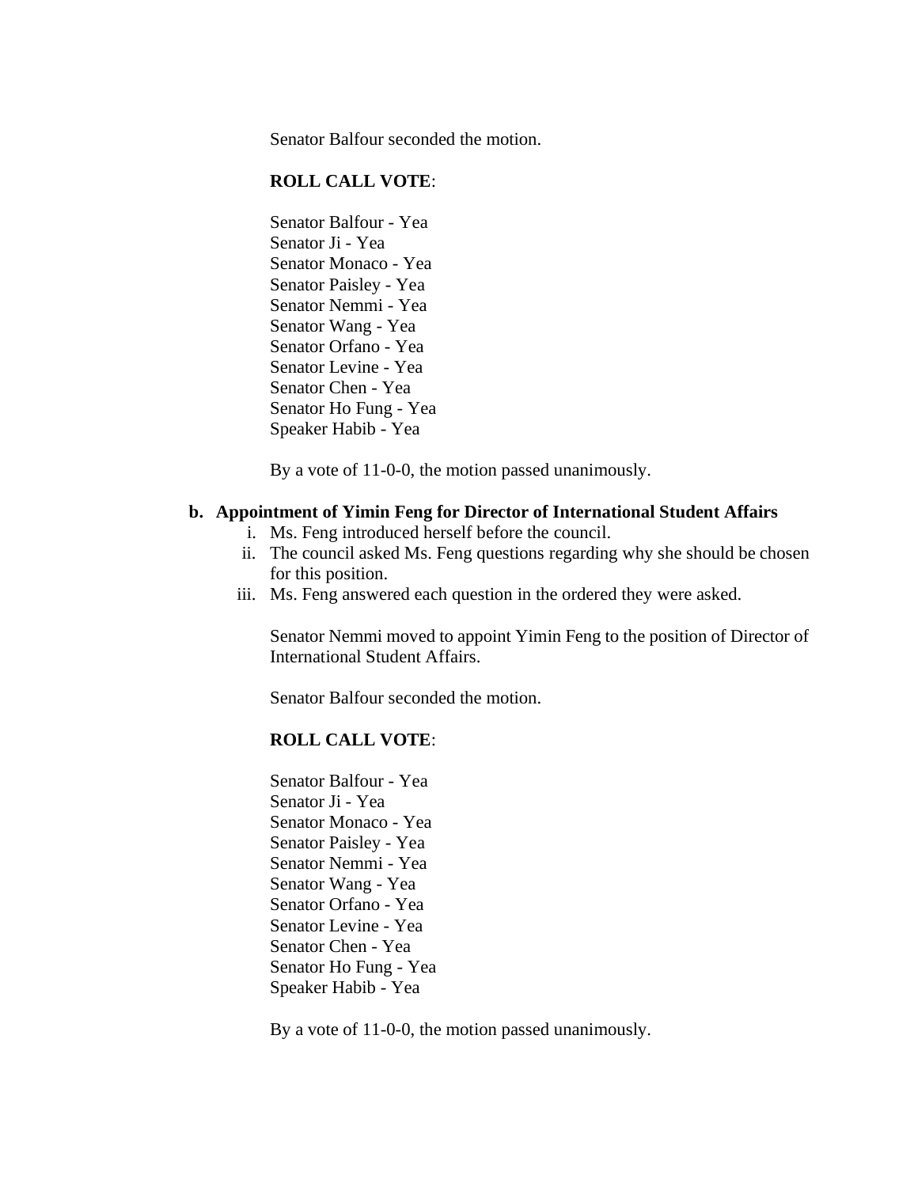Senator Balfour seconded the motion.

**ROLL CALL VOTE**:

Senator Balfour - Yea
Senator Ji - Yea
Senator Monaco - Yea
Senator Paisley - Yea
Senator Nemmi - Yea
Senator Wang - Yea
Senator Orfano - Yea
Senator Levine - Yea
Senator Chen - Yea
Senator Ho Fung - Yea
Speaker Habib - Yea

By a vote of 11-0-0, the motion passed unanimously.

**b. Appointment of Yimin Feng for Director of International Student Affairs**

i. Ms. Feng introduced herself before the council.
ii. The council asked Ms. Feng questions regarding why she should be chosen for this position.
iii. Ms. Feng answered each question in the ordered they were asked.

Senator Nemmi moved to appoint Yimin Feng to the position of Director of International Student Affairs.

Senator Balfour seconded the motion.

**ROLL CALL VOTE**:

Senator Balfour - Yea
Senator Ji - Yea
Senator Monaco - Yea
Senator Paisley - Yea
Senator Nemmi - Yea
Senator Wang - Yea
Senator Orfano - Yea
Senator Levine - Yea
Senator Chen - Yea
Senator Ho Fung - Yea
Speaker Habib - Yea

By a vote of 11-0-0, the motion passed unanimously.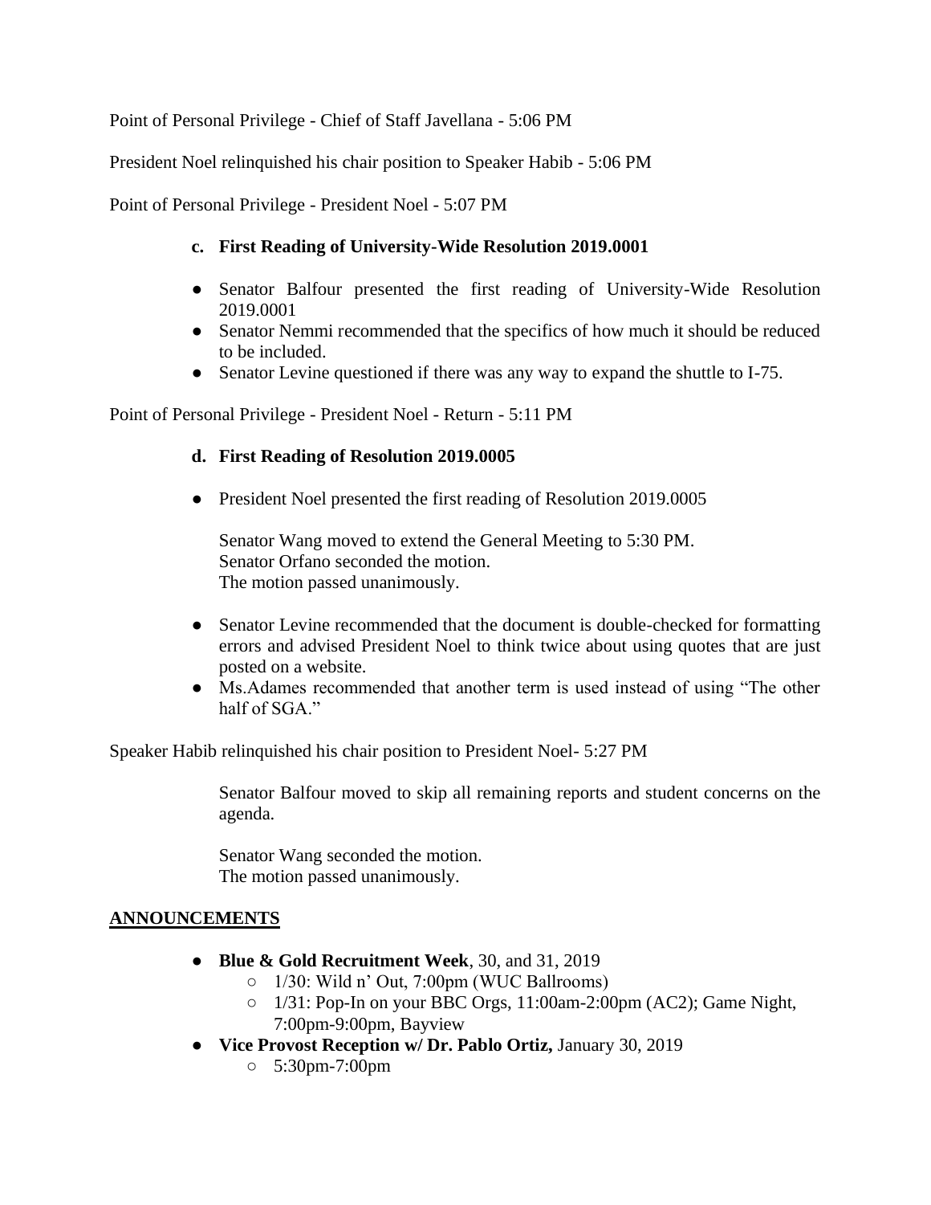Point of Personal Privilege - Chief of Staff Javellana - 5:06 PM

President Noel relinquished his chair position to Speaker Habib - 5:06 PM

Point of Personal Privilege - President Noel - 5:07 PM

### c. First Reading of University-Wide Resolution 2019.0001

- Senator Balfour presented the first reading of University-Wide Resolution 2019.0001
- Senator Nemmi recommended that the specifics of how much it should be reduced to be included.
- Senator Levine questioned if there was any way to expand the shuttle to I-75.

Point of Personal Privilege - President Noel - Return - 5:11 PM

### d. First Reading of Resolution 2019.0005

- President Noel presented the first reading of Resolution 2019.0005

  Senator Wang moved to extend the General Meeting to 5:30 PM.
  Senator Orfano seconded the motion.
  The motion passed unanimously.

- Senator Levine recommended that the document is double-checked for formatting errors and advised President Noel to think twice about using quotes that are just posted on a website.
- Ms.Adames recommended that another term is used instead of using "The other half of SGA."

Speaker Habib relinquished his chair position to President Noel- 5:27 PM

Senator Balfour moved to skip all remaining reports and student concerns on the agenda.

Senator Wang seconded the motion.
The motion passed unanimously.

## ANNOUNCEMENTS

- **Blue & Gold Recruitment Week**, 30, and 31, 2019
  - 1/30: Wild n' Out, 7:00pm (WUC Ballrooms)
  - 1/31: Pop-In on your BBC Orgs, 11:00am-2:00pm (AC2); Game Night, 7:00pm-9:00pm, Bayview
- **Vice Provost Reception w/ Dr. Pablo Ortiz,** January 30, 2019
  - 5:30pm-7:00pm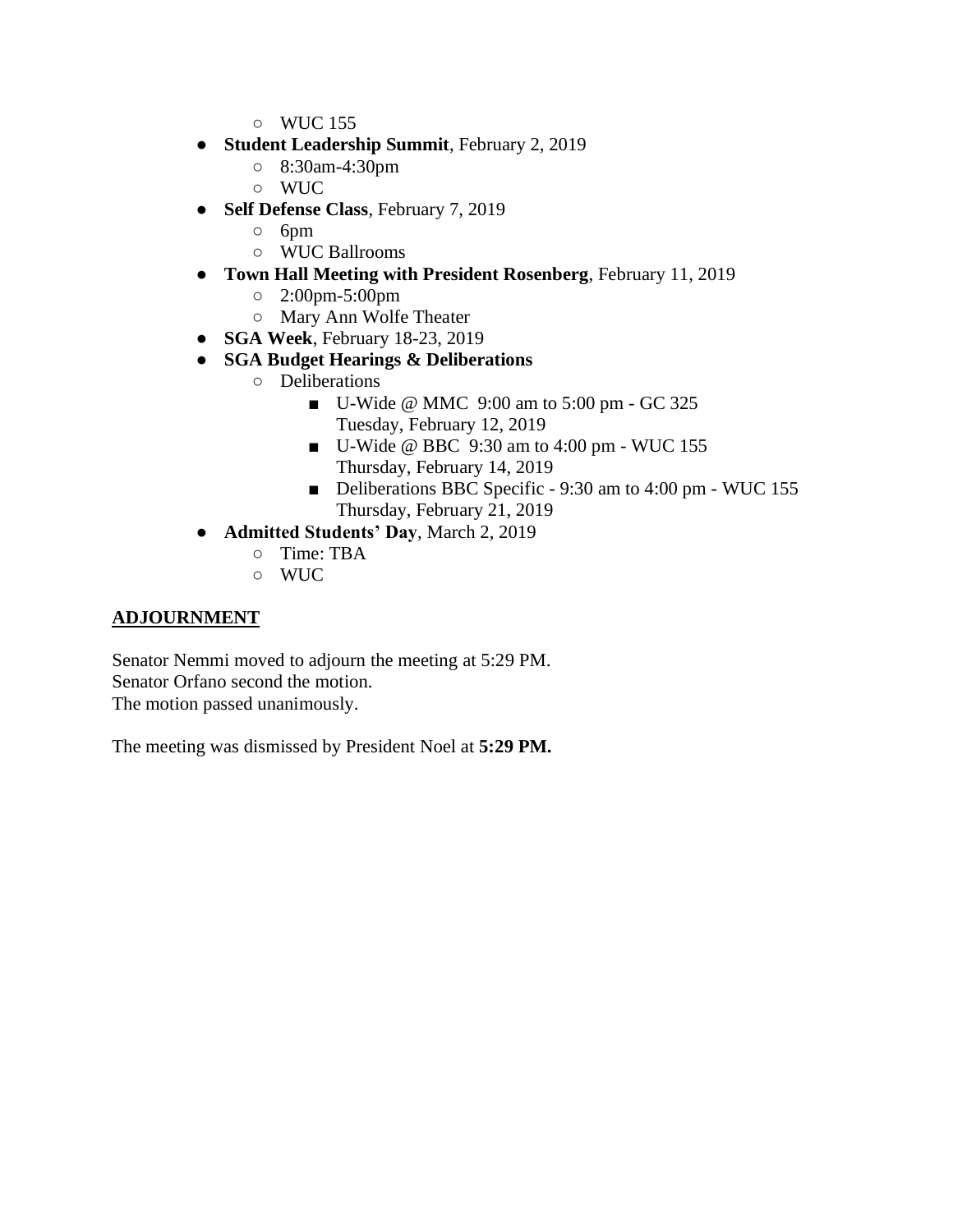- WUC 155
- **Student Leadership Summit**, February 2, 2019
    - 8:30am-4:30pm
    - WUC
- **Self Defense Class**, February 7, 2019
    - 6pm
    - WUC Ballrooms
- **Town Hall Meeting with President Rosenberg**, February 11, 2019
    - 2:00pm-5:00pm
    - Mary Ann Wolfe Theater
- **SGA Week**, February 18-23, 2019
- **SGA Budget Hearings & Deliberations**
    - Deliberations
        - U-Wide @ MMC 9:00 am to 5:00 pm - GC 325
          Tuesday, February 12, 2019
        - U-Wide @ BBC 9:30 am to 4:00 pm - WUC 155
          Thursday, February 14, 2019
        - Deliberations BBC Specific - 9:30 am to 4:00 pm - WUC 155
          Thursday, February 21, 2019
- **Admitted Students' Day**, March 2, 2019
    - Time: TBA
    - WUC

**ADJOURNMENT**

Senator Nemmi moved to adjourn the meeting at 5:29 PM.
Senator Orfano second the motion.
The motion passed unanimously.

The meeting was dismissed by President Noel at **5:29 PM.**